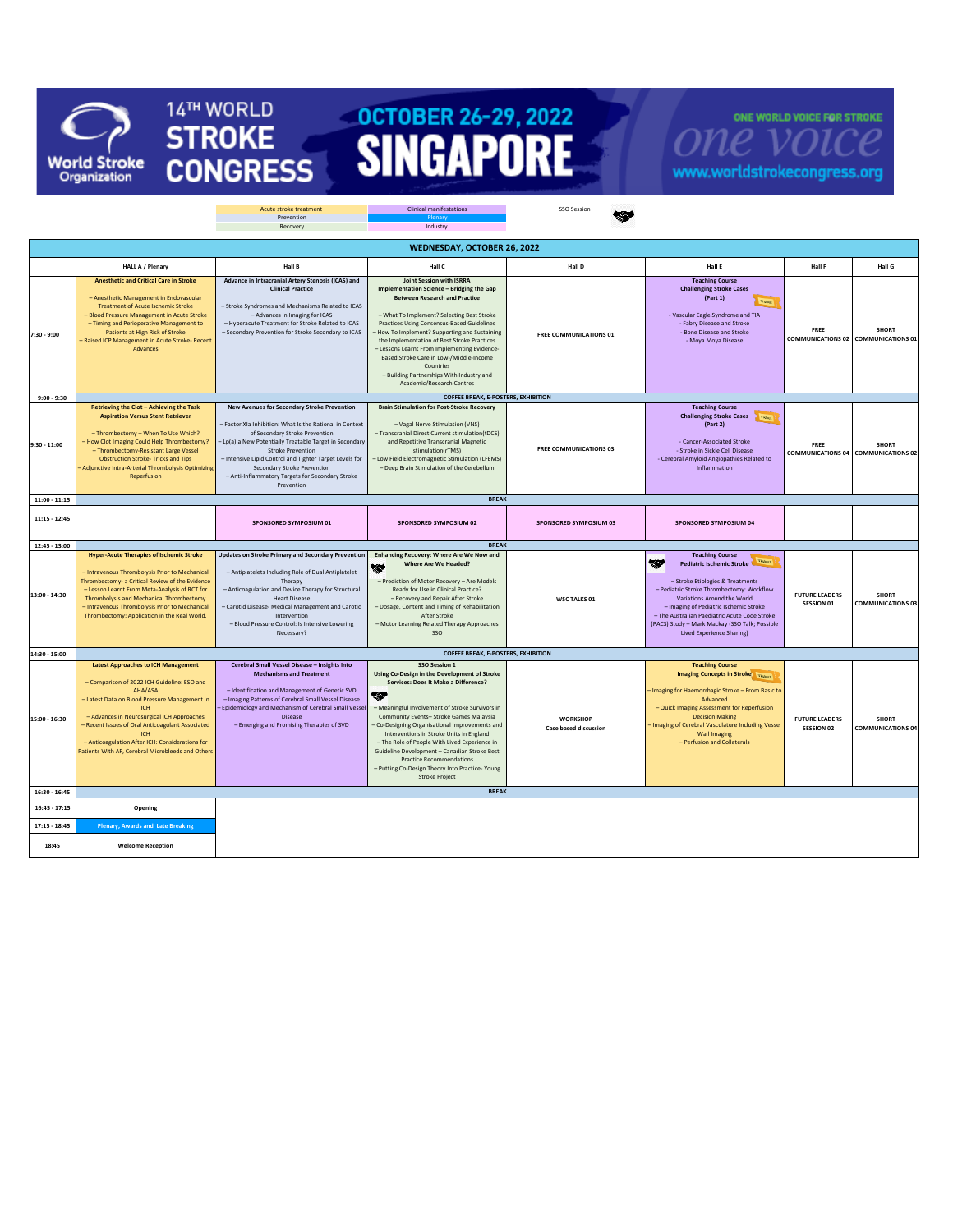# 14TH WORLD STROKE CONGRESS

## OCTOBER 26-29, 2022 SINGAPORE

ONE WORLD VOICE FOR STROKE — one voice — www.worldstrokecongress.org

World Stroke Organization

Legend: Acute stroke treatment | Clinical manifestations | SSO Session | Prevention | Plenary | Recovery | Industry

## WEDNESDAY, OCTOBER 26, 2022

| | HALL A / Plenary | Hall B | Hall C | Hall D | Hall E | Hall F | Hall G |
|---|---|---|---|---|---|---|---|
| 7:30 - 9:00 | **Anesthetic and Critical Care in Stroke**<br>– Anesthetic Management in Endovascular Treatment of Acute Ischemic Stroke<br>– Blood Pressure Management in Acute Stroke<br>– Timing and Perioperative Management to Patients at High Risk of Stroke<br>– Raised ICP Management in Acute Stroke- Recent Advances | **Advance in Intracranial Artery Stenosis (ICAS) and Clinical Practice**<br>– Stroke Syndromes and Mechanisms Related to ICAS<br>– Advances in Imaging for ICAS<br>– Hyperacute Treatment for Stroke Related to ICAS<br>– Secondary Prevention for Stroke Secondary to ICAS | **Joint Session with ISRRA Implementation Science – Bridging the Gap Between Research and Practice**<br>– What To Implement? Selecting Best Stroke Practices Using Consensus-Based Guidelines<br>– How To Implement? Supporting and Sustaining the Implementation of Best Stroke Practices<br>– Lessons Learnt From Implementing Evidence-Based Stroke Care in Low-/Middle-Income Countries<br>– Building Partnerships With Industry and Academic/Research Centres | FREE COMMUNICATIONS 01 | **Teaching Course Challenging Stroke Cases (Part 1)** Trainee<br>- Vascular Eagle Syndrome and TIA<br>- Fabry Disease and Stroke<br>- Bone Disease and Stroke<br>- Moya Moya Disease | FREE COMMUNICATIONS 02 | SHORT COMMUNICATIONS 01 |
| 9:00 - 9:30 | COFFEE BREAK, E-POSTERS, EXHIBITION | | | | | | |
| 9:30 - 11:00 | **Retrieving the Clot – Achieving the Task Aspiration Versus Stent Retriever**<br>– Thrombectomy – When To Use Which?<br>– How Clot Imaging Could Help Thrombectomy?<br>– Thrombectomy-Resistant Large Vessel Obstruction Stroke- Tricks and Tips<br>– Adjunctive Intra-Arterial Thrombolysis Optimizing Reperfusion | **New Avenues for Secondary Stroke Prevention**<br>– Factor XIa Inhibition: What Is the Rational in Context of Secondary Stroke Prevention<br>– Lp(a) a New Potentially Treatable Target in Secondary Stroke Prevention<br>– Intensive Lipid Control and Tighter Target Levels for Secondary Stroke Prevention<br>– Anti-Inflammatory Targets for Secondary Stroke Prevention | **Brain Stimulation for Post-Stroke Recovery**<br>– Vagal Nerve Stimulation (VNS)<br>– Transcranial Direct Current stimulation(tDCS) and Repetitive Transcranial Magnetic stimulation(rTMS)<br>– Low Field Electromagnetic Stimulation (LFEMS)<br>– Deep Brain Stimulation of the Cerebellum | FREE COMMUNICATIONS 03 | **Teaching Course Challenging Stroke Cases (Part 2)** Trainee<br>- Cancer-Associated Stroke<br>- Stroke in Sickle Cell Disease<br>- Cerebral Amyloid Angiopathies Related to Inflammation | FREE COMMUNICATIONS 04 | SHORT COMMUNICATIONS 02 |
| 11:00 - 11:15 | BREAK | | | | | | |
| 11:15 - 12:45 | | SPONSORED SYMPOSIUM 01 | SPONSORED SYMPOSIUM 02 | SPONSORED SYMPOSIUM 03 | SPONSORED SYMPOSIUM 04 | | |
| 12:45 - 13:00 | BREAK | | | | | | |
| 13:00 - 14:30 | **Hyper-Acute Therapies of Ischemic Stroke**<br>– Intravenous Thrombolysis Prior to Mechanical Thrombectomy- a Critical Review of the Evidence<br>– Lesson Learnt From Meta-Analysis of RCT for Thrombolysis and Mechanical Thrombectomy<br>– Intravenous Thrombolysis Prior to Mechanical Thrombectomy: Application in the Real World. | **Updates on Stroke Primary and Secondary Prevention**<br>– Antiplatelets Including Role of Dual Antiplatelet Therapy<br>– Anticoagulation and Device Therapy for Structural Heart Disease<br>– Carotid Disease- Medical Management and Carotid Intervention<br>– Blood Pressure Control: Is Intensive Lowering Necessary? | **Enhancing Recovery: Where Are We Now and Where Are We Headed?** (SSO Session)<br>– Prediction of Motor Recovery – Are Models Ready for Use in Clinical Practice?<br>– Recovery and Repair After Stroke<br>– Dosage, Content and Timing of Rehabilitation After Stroke<br>– Motor Learning Related Therapy Approaches<br>SSO | WSC TALKS 01 | **Teaching Course Pediatric Ischemic Stroke** Trainee (SSO Session)<br>– Stroke Etiologies & Treatments<br>– Pediatric Stroke Thrombectomy: Workflow Variations Around the World<br>– Imaging of Pediatric Ischemic Stroke<br>– The Australian Paediatric Acute Code Stroke (PACS) Study – Mark Mackay (SSO Talk; Possible Lived Experience Sharing) | FUTURE LEADERS SESSION 01 | SHORT COMMUNICATIONS 03 |
| 14:30 - 15:00 | COFFEE BREAK, E-POSTERS, EXHIBITION | | | | | | |
| 15:00 - 16:30 | **Latest Approaches to ICH Management**<br>– Comparison of 2022 ICH Guideline: ESO and AHA/ASA<br>– Latest Data on Blood Pressure Management in ICH<br>– Advances in Neurosurgical ICH Approaches<br>– Recent Issues of Oral Anticoagulant Associated ICH<br>– Anticoagulation After ICH: Considerations for Patients With AF, Cerebral Microbleeds and Others | **Cerebral Small Vessel Disease – Insights Into Mechanisms and Treatment**<br>– Identification and Management of Genetic SVD<br>– Imaging Patterns of Cerebral Small Vessel Disease<br>– Epidemiology and Mechanism of Cerebral Small Vessel Disease<br>– Emerging and Promising Therapies of SVD | **SSO Session 1 Using Co-Design in the Development of Stroke Services: Does It Make a Difference?** (SSO Session)<br>– Meaningful Involvement of Stroke Survivors in Community Events– Stroke Games Malaysia<br>– Co-Designing Organisational Improvements and Interventions in Stroke Units in England<br>– The Role of People With Lived Experience in Guideline Development – Canadian Stroke Best Practice Recommendations<br>– Putting Co-Design Theory Into Practice- Young Stroke Project | WORKSHOP Case based discussion | **Teaching Course Imaging Concepts in Stroke** Trainee<br>– Imaging for Haemorrhagic Stroke – From Basic to Advanced<br>– Quick Imaging Assessment for Reperfusion Decision Making<br>– Imaging of Cerebral Vasculature Including Vessel Wall Imaging<br>– Perfusion and Collaterals | FUTURE LEADERS SESSION 02 | SHORT COMMUNICATIONS 04 |
| 16:30 - 16:45 | BREAK | | | | | | |
| 16:45 - 17:15 | Opening | | | | | | |
| 17:15 - 18:45 | Plenary, Awards and Late Breaking | | | | | | |
| 18:45 | Welcome Reception | | | | | | |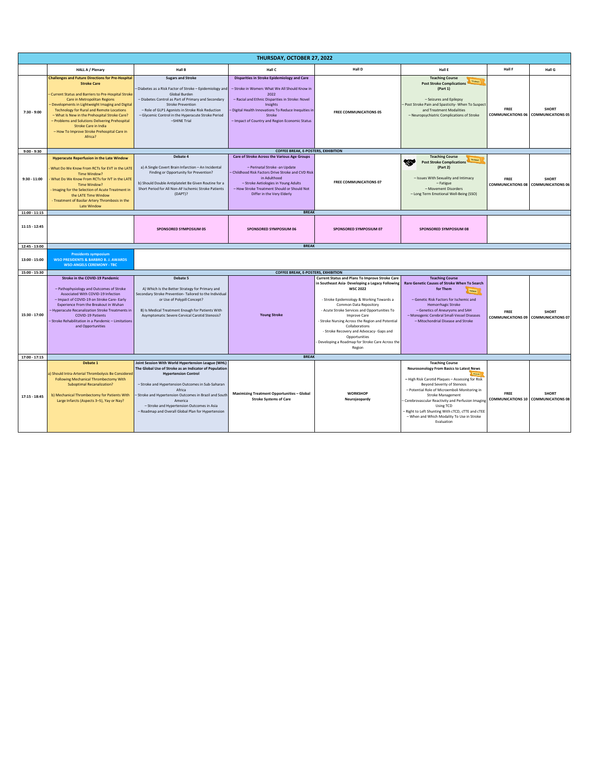# THURSDAY, OCTOBER 27, 2022

| | HALL A / Plenary | Hall B | Hall C | Hall D | Hall E | Hall F | Hall G |
|---|---|---|---|---|---|---|---|
| 7:30 - 9:00 | **Challenges and Future Directions for Pre-Hospital Stroke Care**<br>– Current Status and Barriers to Pre-Hospital Stroke Care in Metropolitan Regions<br>– Developments in Lightweight Imaging and Digital Technology for Rural and Remote Locations<br>– What Is New in the Prehospital Stroke Care?<br>– Problems and Solutions Delivering Prehospital Stroke Care in India<br>– How To Improve Stroke Prehospital Care in Africa? | **Sugars and Stroke**<br>– Diabetes as a Risk Factor of Stroke – Epidemiology and Global Burden<br>– Diabetes Control as Part of Primary and Secondary Stroke Prevention<br>– Role of GLP1 Agonists in Stroke Risk Reduction<br>– Glycemic Control in the Hyperacute Stroke Period –SHINE Trial | **Disparities in Stroke Epidemiology and Care**<br>– Stroke in Women: What We All Should Know in 2022<br>– Racial and Ethnic Disparities in Stroke: Novel Insights<br>– Digital Health Innovations To Reduce Inequities in Stroke<br>– Impact of Country and Region Economic Status | **FREE COMMUNICATIONS 05** | **Teaching Course**<br>**Post Stroke Complications (Part 1)**<br>– Seizures and Epilepsy<br>– Post Stroke Pain and Spasticity- When To Suspect and Treatment Modalities<br>– Neuropsychiatric Complications of Stroke | **FREE COMMUNICATIONS 06** | **SHORT COMMUNICATIONS 05** |
| 9:00 - 9:30 | COFFEE BREAK, E-POSTERS, EXHIBITION | | | | | | |
| 9:30 - 11:00 | **Hyperacute Reperfusion in the Late Window**<br>- What Do We Know From RCTs for EVT in the LATE Time Window?<br>- What Do We Know From RCTs for IVT in the LATE Time Window?<br>- Imaging for the Selection of Acute Treatment in the LATE Time Window<br>- Treatment of Basilar Artery Thrombosis in the Late Window | **Debate 4**<br>a) A Single Covert Brain Infarction – An Incidental Finding or Opportunity for Prevention?<br>b) Should Double Antiplatelet Be Given Routine for a Short Period for All Non-AF Ischemic Stroke Patients (DAPT)? | **Care of Stroke Across the Various Age Groups**<br>– Perinatal Stroke -an Update<br>– Childhood Risk Factors Drive Stroke and CVD Risk in Adulthood<br>– Stroke Aetiologies in Young Adults<br>– How Stroke Treatment Should or Should Not Differ in the Very Elderly | **FREE COMMUNICATIONS 07** | **Teaching Course**<br>**Post Stroke Complications (Part 2)**<br>– Issues With Sexuality and Intimacy<br>– Fatigue<br>– Movement Disorders<br>– Long Term Emotional Well-Being (SSO) | **FREE COMMUNICATIONS 08** | **SHORT COMMUNICATIONS 06** |
| 11:00 - 11:15 | BREAK | | | | | | |
| 11:15 - 12:45 | | **SPONSORED SYMPOSIUM 05** | **SPONSORED SYMPOSIUM 06** | **SPONSORED SYMPOSIUM 07** | **SPONSORED SYMPOSIUM 08** | | |
| 12:45 - 13:00 | BREAK | | | | | | |
| 13:00 - 15:00 | **Presidents symposium**<br>**WSO PRESIDENTS & BARBRO B. J. AWARDS**<br>**WSO-ANGELS CEREMONY - TBC** | | | | | | |
| 15:00 - 15:30 | COFFEE BREAK, E-POSTERS, EXHIBITION | | | | | | |
| 15:30 - 17:00 | **Stroke in the COVID-19 Pandemic**<br>– Pathophysiology and Outcomes of Stroke Associated With COVID-19 Infection<br>– Impact of COVID-19 on Stroke Care- Early Experience From the Breakout in Wuhan<br>– Hyperacute Recanalization Stroke Treatments in COVID-19 Patients<br>– Stroke Rehabilitation in a Pandemic – Limitations and Opportunities | **Debate 5**<br>A) Which Is the Better Strategy for Primary and Secondary Stroke Prevention- Tailored to the Individual or Use of Polypill Concept?<br>B) Is Medical Treatment Enough for Patients With Asymptomatic Severe Cervical Carotid Stenosis? | **Young Stroke** | **Current Status and Plans To Improve Stroke Care in Southeast Asia- Developing a Legacy Following WSC 2022**<br>- Stroke Epidemiology & Working Towards a Common Data Repository<br>- Acute Stroke Services and Opportunities To Improve Care<br>- Stroke Nursing Across the Region and Potential Collaborations<br>- Stroke Recovery and Advocacy- Gaps and Opportunities<br>- Developing a Roadmap for Stroke Care Across the Region | **Teaching Course**<br>**Rare Genetic Causes of Stroke When To Search for Them**<br>– Genetic Risk Factors for Ischemic and Hemorrhagic Stroke<br>– Genetics of Aneurysms and SAH<br>– Monogenic Cerebral Small-Vessel Diseases<br>– Mitochondrial Disease and Stroke | **FREE COMMUNICATIONS 09** | **SHORT COMMUNICATIONS 07** |
| 17:00 - 17:15 | BREAK | | | | | | |
| 17:15 - 18:45 | **Debate 1**<br>a) Should Intra-Arterial Thrombolysis Be Considered Following Mechanical Thrombectomy With Suboptimal Recanalization?<br>b) Mechanical Thrombectomy for Patients With Large Infarcts (Aspects 3–5), Yay or Nay? | **Joint Session With World Hypertension League (WHL)**<br>**The Global Use of Stroke as an Indicator of Population Hypertension Control**<br>– Stroke and Hypertension Outcomes in Sub-Saharan Africa<br>– Stroke and Hypertension Outcomes in Brazil and South America<br>– Stroke and Hypertension Outcomes in Asia<br>– Roadmap and Overall Global Plan for Hypertension | **Maximizing Treatment Opportunities – Global Stroke Systems of Care** | **WORKSHOP**<br>**Neurojeopardy** | **Teaching Course**<br>**Neurosonology From Basics to Latest News**<br>– High Risk Carotid Plaques – Assessing for Risk Beyond Severity of Stenosis<br>– Potential Role of Microemboli Monitoring in Stroke Management<br>– Cerebrovascular Reactivity and Perfusion Imaging Using TCD<br>– Right to Left Shunting With cTCD, cTTE and cTEE – When and Which Modality To Use in Stroke Evaluation | **FREE COMMUNICATIONS 10** | **SHORT COMMUNICATIONS 08** |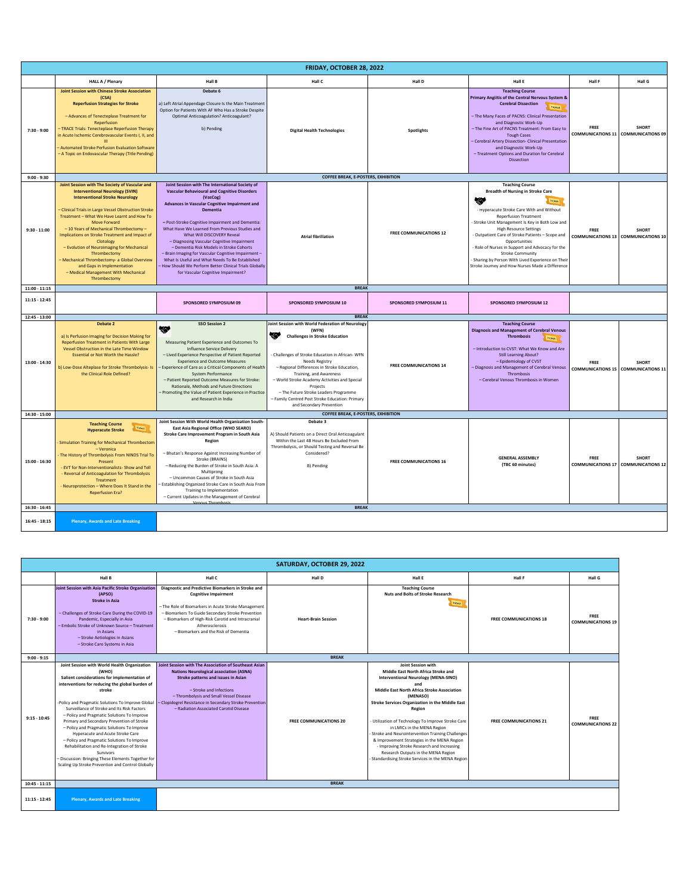## FRIDAY, OCTOBER 28, 2022

| | HALL A / Plenary | Hall B | Hall C | Hall D | Hall E | Hall F | Hall G |
|---|---|---|---|---|---|---|---|
| 7:30 - 9:00 | **Joint Session with Chinese Stroke Association (CSA)** **Reperfusion Strategies for Stroke** – Advances of Tenecteplase Treatment for Reperfusion – TRACE Trials: Tenecteplase Reperfusion Therapy in Acute Ischemic Cerebrovascular Events I, II, and III – Automated Stroke Perfusion Evaluation Software – A Topic on Endovascular Therapy (Title Pending) | **Debate 6** a) Left Atrial Appendage Closure Is the Main Treatment Option for Patients With AF Who Has a Stroke Despite Optimal Anticoagulation? Anticoagulant? b) Pending | **Digital Health Technologies** | **Spotlights** | **Teaching Course** **Primary Angiitis of the Central Nervous System & Cerebral Dissection** – The Many Faces of PACNS: Clinical Presentation and Diagnostic Work-Up – The Fine Art of PACNS Treatment: From Easy to Tough Cases – Cerebral Artery Dissection- Clinical Presentation and Diagnostic Work-Up – Treatment Options and Duration for Cerebral Dissection | **FREE COMMUNICATIONS 11** | **SHORT COMMUNICATIONS 09** |
| 9:00 - 9:30 | **COFFEE BREAK, E-POSTERS, EXHIBITION** | | | | | | |
| 9:30 - 11:00 | **Joint Session with The Society of Vascular and Interventional Neurology (SVIN)** **Interventional Stroke Neurology** – Clinical Trials in Large Vessel Obstruction Stroke Treatment – What We Have Learnt and How To Move Forward – 10 Years of Mechanical Thrombectomy – Implications on Stroke Treatment and Impact of Clotology – Evolution of Neuroimaging for Mechanical Thrombectomy – Mechanical Thrombectomy- a Global Overview and Gaps in Implementation – Medical Management With Mechanical Thrombectomy | **Joint Session with The International Society of Vascular Behavioural and Cognitive Disorders (VasCog)** **Advances in Vascular Cognitive Impairment and Dementia** – Post-Stroke Cognitive Impairment and Dementia: What Have We Learned From Previous Studies and What Will DISCOVERY Reveal – Diagnosing Vascular Cognitive Impairment – Dementia Risk Models in Stroke Cohorts – Brain Imaging for Vascular Cognitive Impairment – What Is Useful and What Needs To Be Established – How Should We Perform Better Clinical Trials Globally for Vascular Cognitive Impairment? | **Atrial fibrillation** | **FREE COMMUNICATIONS 12** | **Teaching Course** **Breadth of Nursing in Stroke Care** - Hyperacute Stroke Care With and Without Reperfusion Treatment - Stroke Unit Management Is Key in Both Low and High Resource Settings - Outpatient Care of Stroke Patients – Scope and Opportunities - Role of Nurses in Support and Advocacy for the Stroke Community - Sharing by Person With Lived Experience on Their Stroke Journey and How Nurses Made a Difference | **FREE COMMUNICATIONS 13** | **SHORT COMMUNICATIONS 10** |
| 11:00 - 11:15 | **BREAK** | | | | | | |
| 11:15 - 12:45 | | **SPONSORED SYMPOSIUM 09** | **SPONSORED SYMPOSIUM 10** | **SPONSORED SYMPOSIUM 11** | **SPONSORED SYMPOSIUM 12** | | |
| 12:45 - 13:00 | **BREAK** | | | | | | |
| 13:00 - 14:30 | **Debate 2** a) Is Perfusion Imaging for Decision Making for Reperfusion Treatment in Patients With Large Vessel Obstruction in the Late Time Window Essential or Not Worth the Hassle? b) Low-Dose Alteplase for Stroke Thrombolysis- Is the Clinical Role Defined? | **SSO Session 2** Measuring Patient Experience and Outcomes To Influence Service Delivery – Lived Experience Perspective of Patient Reported Experience and Outcome Measures – Experience of Care as a Critical Components of Health System Performance – Patient Reported Outcome Measures for Stroke: Rationale, Methods and Future Directions – Promoting the Value of Patient Experience in Practice and Research in India | **Joint Session with World Federation of Neurology (WFN)** **Challenges in Stroke Education** - Challenges of Stroke Education in African- WFN Needs Registry – Regional Differences in Stroke Education, Training, and Awareness – World Stroke Academy Activities and Special Projects – The Future Stroke Leaders Programme – Family Centred Post Stroke Education: Primary and Secondary Prevention | **FREE COMMUNICATIONS 14** | **Teaching Course** **Diagnosis and Management of Cerebral Venous Thrombosis** – Introduction to CVST: What We Know and Are Still Learning About? – Epidemiology of CVST – Diagnosis and Management of Cerebral Venous Thrombosis – Cerebral Venous Thrombosis in Women | **FREE COMMUNICATIONS 15** | **SHORT COMMUNICATIONS 11** |
| 14:30 - 15:00 | **COFFEE BREAK, E-POSTERS, EXHIBITION** | | | | | | |
| 15:00 - 16:30 | **Teaching Course** **Hyperacute Stroke** - Simulation Training for Mechanical Thrombectomy – Veronica - The History of Thrombolysis From NINDS Trial To Present - EVT for Non-Interventionalists- Show and Tell - Reversal of Anticoagulation for Thrombolysis Treatment - Neuroprotection – Where Does It Stand in the Reperfusion Era? | **Joint Session With World Health Organization South-East Asia Regional Office (WHO SEARO)** **Stroke Care Improvement Program in South Asia Region** – Bhutan's Response Against Increasing Number of Stroke (BRAINS) – Reducing the Burden of Stroke in South Asia: A Multiprong – Uncommon Causes of Stroke in South Asia – Establishing Organized Stroke Care in South Asia From Training to Implementation – Current Updates in the Management of Cerebral Venous Thrombosis | **Debate 3** A) Should Patients on a Direct Oral Anticoagulant Within the Last 48 Hours Be Excluded From Thrombolysis, or Should Testing and Reversal Be Considered? B) Pending | **FREE COMMUNICATIONS 16** | **GENERAL ASSEMBLY (TBC 60 minutes)** | **FREE COMMUNICATIONS 17** | **SHORT COMMUNICATIONS 12** |
| 16:30 - 16:45 | **BREAK** | | | | | | |
| 16:45 - 18:15 | **Plenary, Awards and Late Breaking** | | | | | | |

## SATURDAY, OCTOBER 29, 2022

| | Hall B | Hall C | Hall D | Hall E | Hall F | Hall G |
|---|---|---|---|---|---|---|
| 7:30 - 9:00 | **Joint Session with Asia Pacific Stroke Organisation (APSO)** **Stroke in Asia** – Challenges of Stroke Care During the COVID-19 Pandemic, Especially in Asia – Embolic Stroke of Unknown Source – Treatment in Asians – Stroke Aetiologies in Asians – Stroke Care Systems in Asia | **Diagnostic and Predictive Biomarkers in Stroke and Cognitive Impairment** – The Role of Biomarkers in Acute Stroke Management – Biomarkers To Guide Secondary Stroke Prevention – Biomarkers of High-Risk Carotid and Intracranial Atherosclerosis – Biomarkers and the Risk of Dementia | **Heart-Brain Session** | **Teaching Course** **Nuts and Bolts of Stroke Research** | **FREE COMMUNICATIONS 18** | **FREE COMMUNICATIONS 19** |
| 9:00 - 9:15 | **BREAK** | | | | | |
| 9:15 - 10:45 | **Joint Session with World Health Organization (WHO)** **Salient considerations for implementation of interventions for reducing the global burden of stroke** -Policy and Pragmatic Solutions To Improve Global Surveillance of Stroke and Its Risk Factors – Policy and Pragmatic Solutions To Improve Primary and Secondary Prevention of Stroke – Policy and Pragmatic Solutions To Improve Hyperacute and Acute Stroke Care – Policy and Pragmatic Solutions To Improve Rehabilitation and Re-Integration of Stroke Survivors – Discussion: Bringing These Elements Together for Scaling Up Stroke Prevention and Control Globally | **Joint Session with The Association of Southeast Asian Nations Neurological association (ASNA)** **Stroke patterns and issues in Asian** – Stroke and Infections – Thrombolysis and Small Vessel Disease – Clopidogrel Resistance in Secondary Stroke Prevention – Radiation Associated Carotid Disease | **FREE COMMUNICATIONS 20** | **Joint Session with Middle East North Africa Stroke and Interventional Neurology (MENA-SINO) and Middle East North Africa Stroke Association (MENASO)** **Stroke Services Organization in the Middle East Region** - Utilization of Technology To Improve Stroke Care in LMICs in the MENA Region - Stroke and Neurointervention Training Challenges & Improvement Strategies in the MENA Region - Improving Stroke Research and Increasing Research Outputs in the MENA Region - Standardising Stroke Services in the MENA Region | **FREE COMMUNICATIONS 21** | **FREE COMMUNICATIONS 22** |
| 10:45 - 11:15 | **BREAK** | | | | | |
| 11:15 - 12:45 | **Plenary, Awards and Late Breaking** | | | | | |